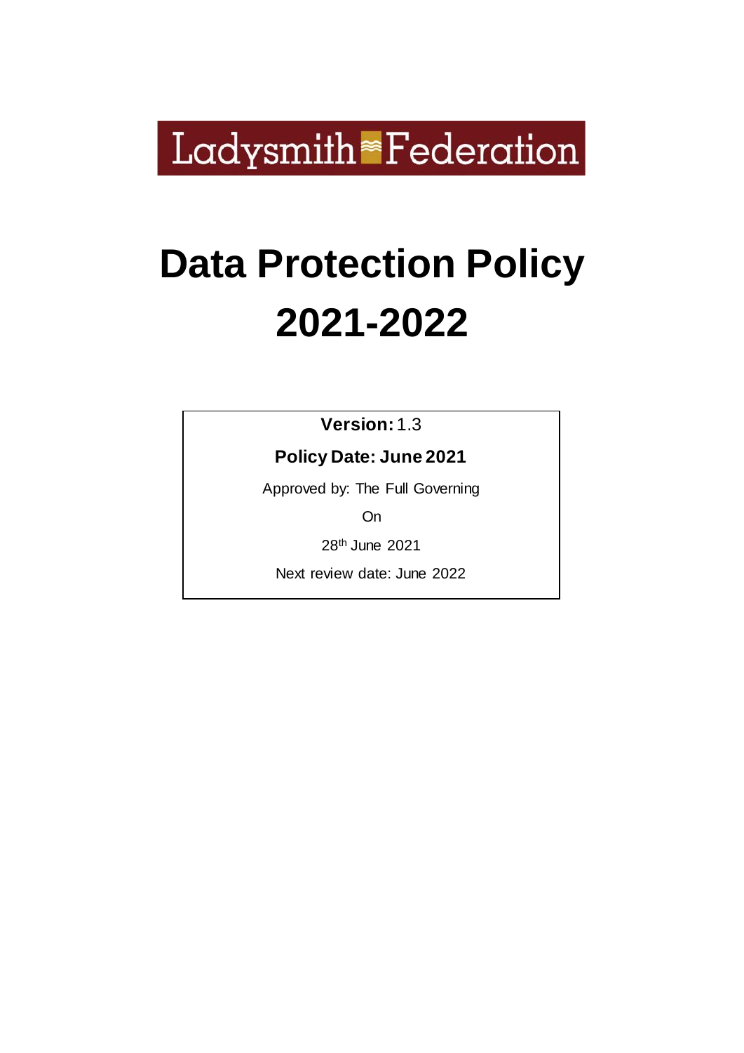Ladysmith Federation

# Data Protection Policy 2021-2022

**Version:** 1.3

**Policy Date: June 2021**

Approved by: The Full Governing

On

28th June 2021

Next review date: June 2022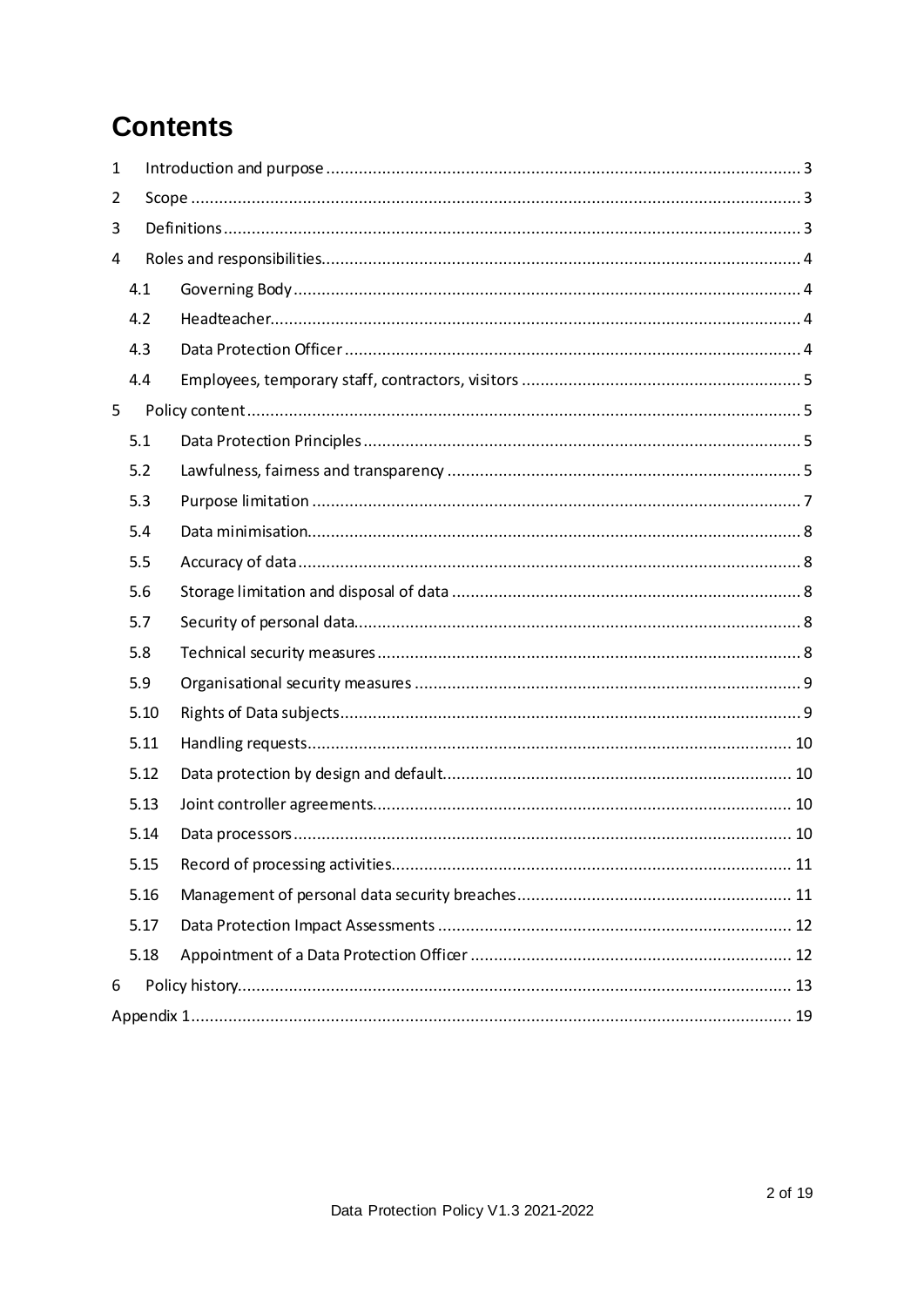# Contents

1 Introduction and purpose ..... 3
2 Scope ..... 3
3 Definitions ..... 3
4 Roles and responsibilities ..... 4
- 4.1 Governing Body ..... 4
- 4.2 Headteacher ..... 4
- 4.3 Data Protection Officer ..... 4
- 4.4 Employees, temporary staff, contractors, visitors ..... 5

5 Policy content ..... 5
- 5.1 Data Protection Principles ..... 5
- 5.2 Lawfulness, fairness and transparency ..... 5
- 5.3 Purpose limitation ..... 7
- 5.4 Data minimisation ..... 8
- 5.5 Accuracy of data ..... 8
- 5.6 Storage limitation and disposal of data ..... 8
- 5.7 Security of personal data ..... 8
- 5.8 Technical security measures ..... 8
- 5.9 Organisational security measures ..... 9
- 5.10 Rights of Data subjects ..... 9
- 5.11 Handling requests ..... 10
- 5.12 Data protection by design and default ..... 10
- 5.13 Joint controller agreements ..... 10
- 5.14 Data processors ..... 10
- 5.15 Record of processing activities ..... 11
- 5.16 Management of personal data security breaches ..... 11
- 5.17 Data Protection Impact Assessments ..... 12
- 5.18 Appointment of a Data Protection Officer ..... 12

6 Policy history ..... 13

Appendix 1 ..... 19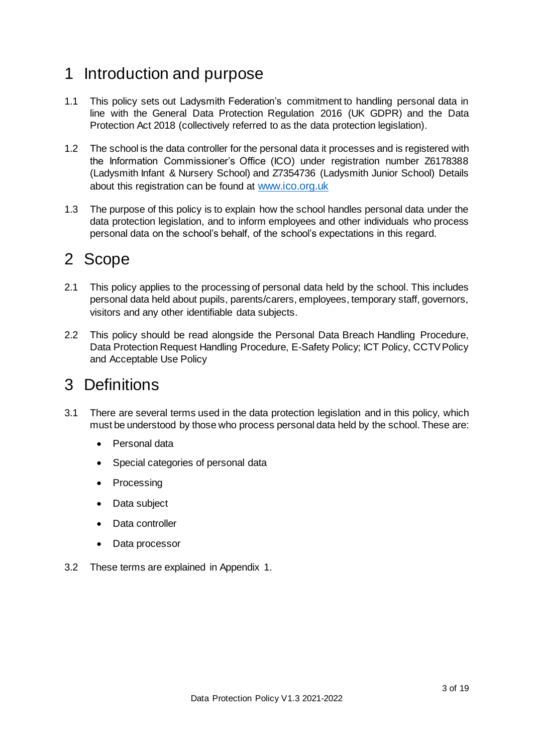# 1 Introduction and purpose

1.1 This policy sets out Ladysmith Federation's commitment to handling personal data in line with the General Data Protection Regulation 2016 (UK GDPR) and the Data Protection Act 2018 (collectively referred to as the data protection legislation).

1.2 The school is the data controller for the personal data it processes and is registered with the Information Commissioner's Office (ICO) under registration number Z6178388 (Ladysmith Infant & Nursery School) and Z7354736 (Ladysmith Junior School) Details about this registration can be found at [www.ico.org.uk](http://www.ico.org.uk)

1.3 The purpose of this policy is to explain how the school handles personal data under the data protection legislation, and to inform employees and other individuals who process personal data on the school's behalf, of the school's expectations in this regard.

# 2 Scope

2.1 This policy applies to the processing of personal data held by the school. This includes personal data held about pupils, parents/carers, employees, temporary staff, governors, visitors and any other identifiable data subjects.

2.2 This policy should be read alongside the Personal Data Breach Handling Procedure, Data Protection Request Handling Procedure, E-Safety Policy; ICT Policy, CCTV Policy and Acceptable Use Policy

# 3 Definitions

3.1 There are several terms used in the data protection legislation and in this policy, which must be understood by those who process personal data held by the school. These are:

- Personal data
- Special categories of personal data
- Processing
- Data subject
- Data controller
- Data processor

3.2 These terms are explained in Appendix 1.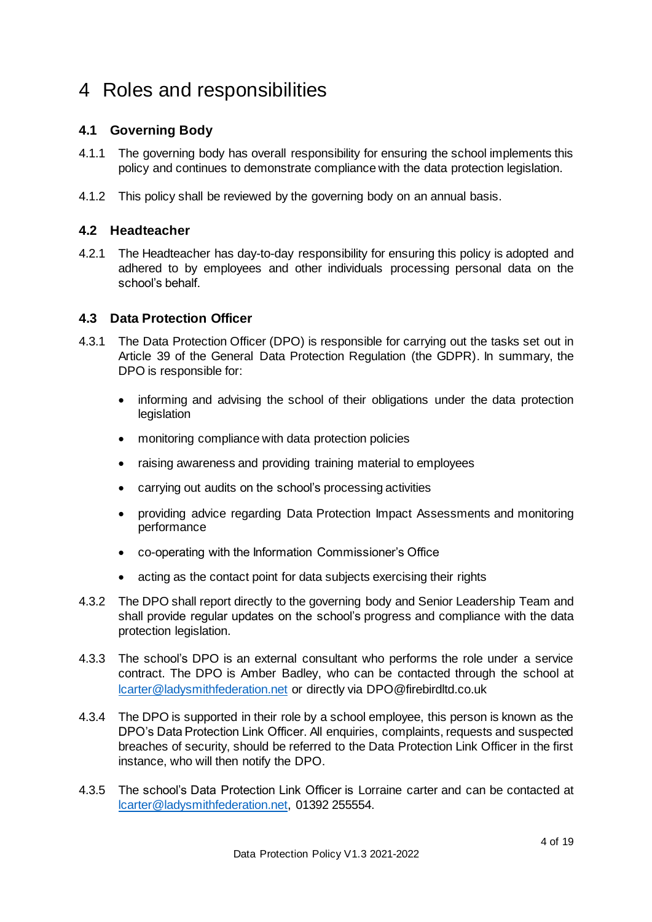# 4 Roles and responsibilities

## 4.1 Governing Body

4.1.1 The governing body has overall responsibility for ensuring the school implements this policy and continues to demonstrate compliance with the data protection legislation.

4.1.2 This policy shall be reviewed by the governing body on an annual basis.

## 4.2 Headteacher

4.2.1 The Headteacher has day-to-day responsibility for ensuring this policy is adopted and adhered to by employees and other individuals processing personal data on the school's behalf.

## 4.3 Data Protection Officer

4.3.1 The Data Protection Officer (DPO) is responsible for carrying out the tasks set out in Article 39 of the General Data Protection Regulation (the GDPR). In summary, the DPO is responsible for:

- informing and advising the school of their obligations under the data protection legislation
- monitoring compliance with data protection policies
- raising awareness and providing training material to employees
- carrying out audits on the school's processing activities
- providing advice regarding Data Protection Impact Assessments and monitoring performance
- co-operating with the Information Commissioner's Office
- acting as the contact point for data subjects exercising their rights

4.3.2 The DPO shall report directly to the governing body and Senior Leadership Team and shall provide regular updates on the school's progress and compliance with the data protection legislation.

4.3.3 The school's DPO is an external consultant who performs the role under a service contract. The DPO is Amber Badley, who can be contacted through the school at lcarter@ladysmithfederation.net or directly via DPO@firebirdltd.co.uk

4.3.4 The DPO is supported in their role by a school employee, this person is known as the DPO's Data Protection Link Officer. All enquiries, complaints, requests and suspected breaches of security, should be referred to the Data Protection Link Officer in the first instance, who will then notify the DPO.

4.3.5 The school's Data Protection Link Officer is Lorraine carter and can be contacted at lcarter@ladysmithfederation.net, 01392 255554.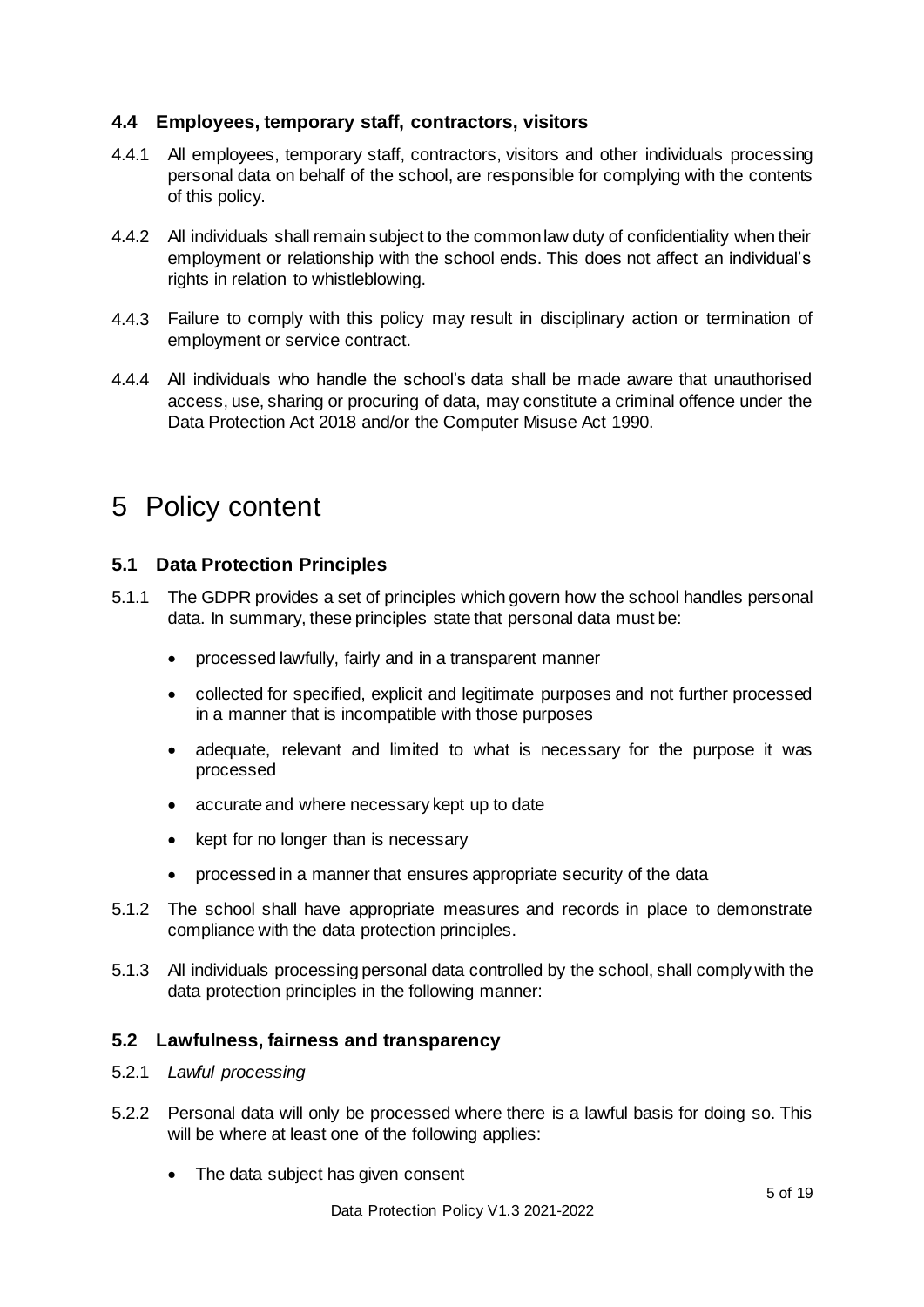### 4.4 Employees, temporary staff, contractors, visitors

4.4.1 All employees, temporary staff, contractors, visitors and other individuals processing personal data on behalf of the school, are responsible for complying with the contents of this policy.

4.4.2 All individuals shall remain subject to the common law duty of confidentiality when their employment or relationship with the school ends. This does not affect an individual's rights in relation to whistleblowing.

4.4.3 Failure to comply with this policy may result in disciplinary action or termination of employment or service contract.

4.4.4 All individuals who handle the school's data shall be made aware that unauthorised access, use, sharing or procuring of data, may constitute a criminal offence under the Data Protection Act 2018 and/or the Computer Misuse Act 1990.

# 5 Policy content

### 5.1 Data Protection Principles

5.1.1 The GDPR provides a set of principles which govern how the school handles personal data. In summary, these principles state that personal data must be:

- processed lawfully, fairly and in a transparent manner
- collected for specified, explicit and legitimate purposes and not further processed in a manner that is incompatible with those purposes
- adequate, relevant and limited to what is necessary for the purpose it was processed
- accurate and where necessary kept up to date
- kept for no longer than is necessary
- processed in a manner that ensures appropriate security of the data

5.1.2 The school shall have appropriate measures and records in place to demonstrate compliance with the data protection principles.

5.1.3 All individuals processing personal data controlled by the school, shall comply with the data protection principles in the following manner:

### 5.2 Lawfulness, fairness and transparency

5.2.1 *Lawful processing*

5.2.2 Personal data will only be processed where there is a lawful basis for doing so. This will be where at least one of the following applies:

- The data subject has given consent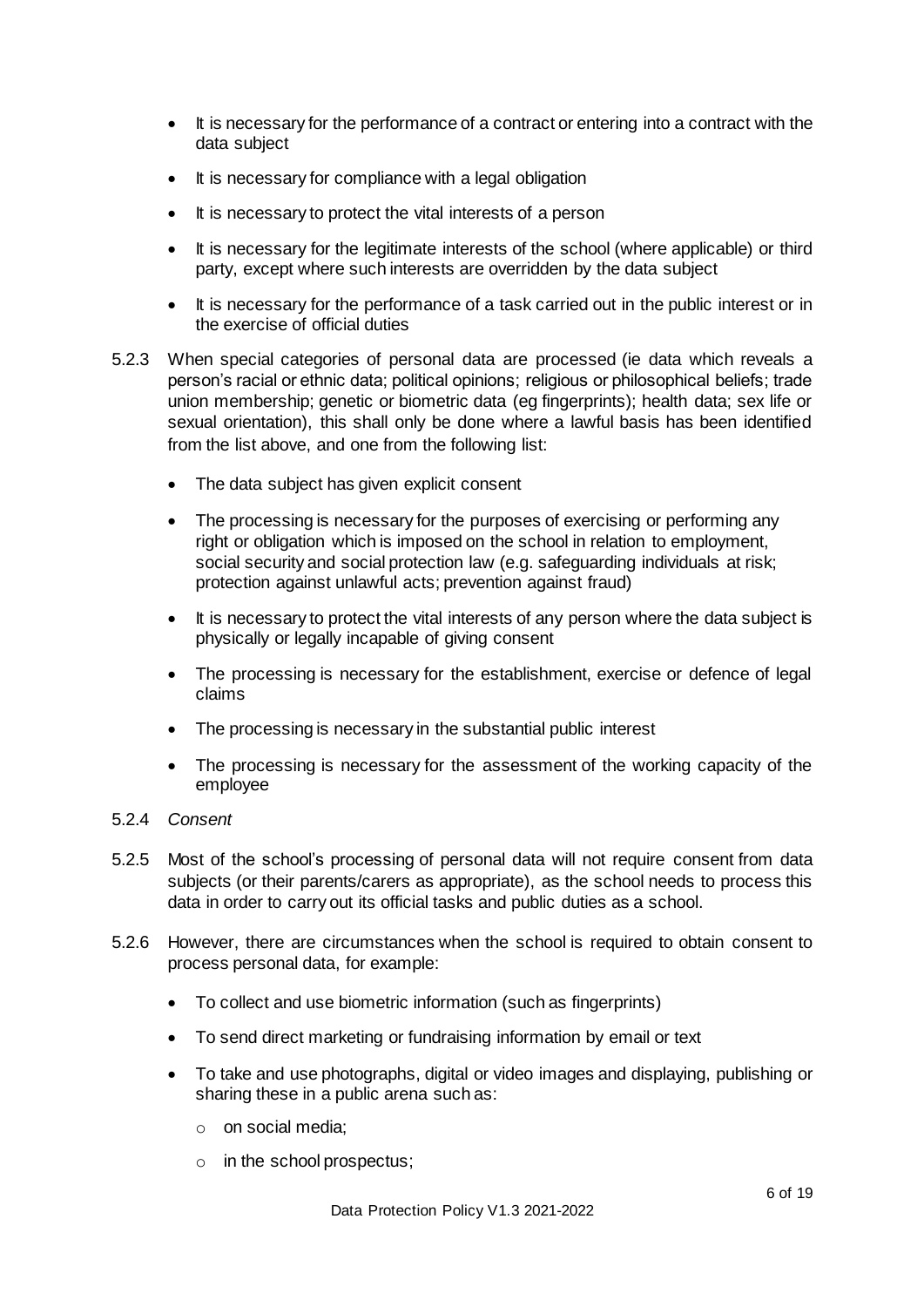- It is necessary for the performance of a contract or entering into a contract with the data subject
- It is necessary for compliance with a legal obligation
- It is necessary to protect the vital interests of a person
- It is necessary for the legitimate interests of the school (where applicable) or third party, except where such interests are overridden by the data subject
- It is necessary for the performance of a task carried out in the public interest or in the exercise of official duties

5.2.3 When special categories of personal data are processed (ie data which reveals a person's racial or ethnic data; political opinions; religious or philosophical beliefs; trade union membership; genetic or biometric data (eg fingerprints); health data; sex life or sexual orientation), this shall only be done where a lawful basis has been identified from the list above, and one from the following list:

- The data subject has given explicit consent
- The processing is necessary for the purposes of exercising or performing any right or obligation which is imposed on the school in relation to employment, social security and social protection law (e.g. safeguarding individuals at risk; protection against unlawful acts; prevention against fraud)
- It is necessary to protect the vital interests of any person where the data subject is physically or legally incapable of giving consent
- The processing is necessary for the establishment, exercise or defence of legal claims
- The processing is necessary in the substantial public interest
- The processing is necessary for the assessment of the working capacity of the employee

5.2.4 *Consent*

5.2.5 Most of the school's processing of personal data will not require consent from data subjects (or their parents/carers as appropriate), as the school needs to process this data in order to carry out its official tasks and public duties as a school.

5.2.6 However, there are circumstances when the school is required to obtain consent to process personal data, for example:

- To collect and use biometric information (such as fingerprints)
- To send direct marketing or fundraising information by email or text
- To take and use photographs, digital or video images and displaying, publishing or sharing these in a public arena such as:
  - on social media;
  - in the school prospectus;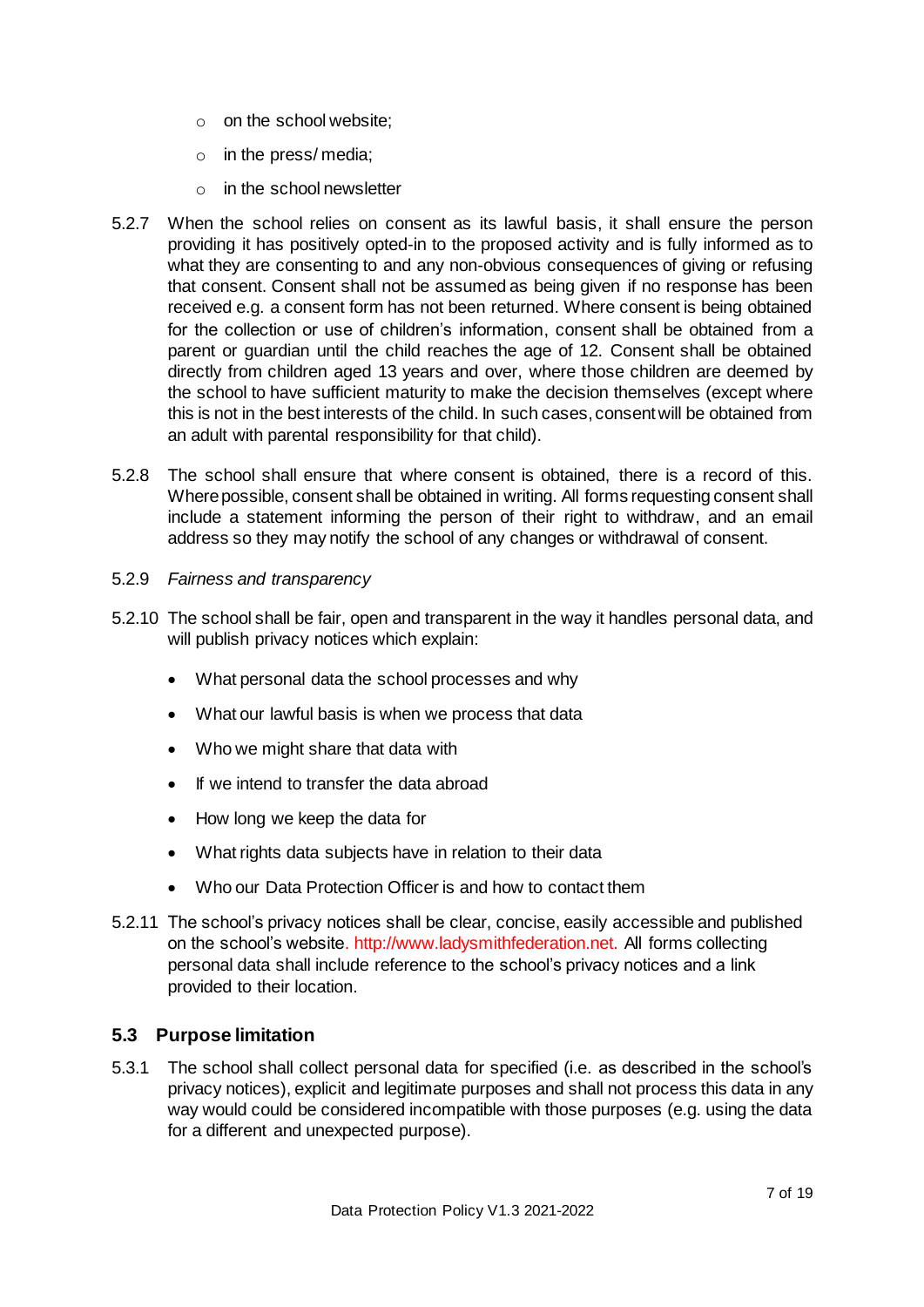- on the school website;
  - in the press/ media;
  - in the school newsletter

5.2.7 When the school relies on consent as its lawful basis, it shall ensure the person providing it has positively opted-in to the proposed activity and is fully informed as to what they are consenting to and any non-obvious consequences of giving or refusing that consent. Consent shall not be assumed as being given if no response has been received e.g. a consent form has not been returned. Where consent is being obtained for the collection or use of children's information, consent shall be obtained from a parent or guardian until the child reaches the age of 12. Consent shall be obtained directly from children aged 13 years and over, where those children are deemed by the school to have sufficient maturity to make the decision themselves (except where this is not in the best interests of the child. In such cases, consent will be obtained from an adult with parental responsibility for that child).

5.2.8 The school shall ensure that where consent is obtained, there is a record of this. Where possible, consent shall be obtained in writing. All forms requesting consent shall include a statement informing the person of their right to withdraw, and an email address so they may notify the school of any changes or withdrawal of consent.

5.2.9 *Fairness and transparency*

5.2.10 The school shall be fair, open and transparent in the way it handles personal data, and will publish privacy notices which explain:

- What personal data the school processes and why
- What our lawful basis is when we process that data
- Who we might share that data with
- If we intend to transfer the data abroad
- How long we keep the data for
- What rights data subjects have in relation to their data
- Who our Data Protection Officer is and how to contact them

5.2.11 The school's privacy notices shall be clear, concise, easily accessible and published on the school's website. http://www.ladysmithfederation.net. All forms collecting personal data shall include reference to the school's privacy notices and a link provided to their location.

## 5.3 Purpose limitation

5.3.1 The school shall collect personal data for specified (i.e. as described in the school's privacy notices), explicit and legitimate purposes and shall not process this data in any way would could be considered incompatible with those purposes (e.g. using the data for a different and unexpected purpose).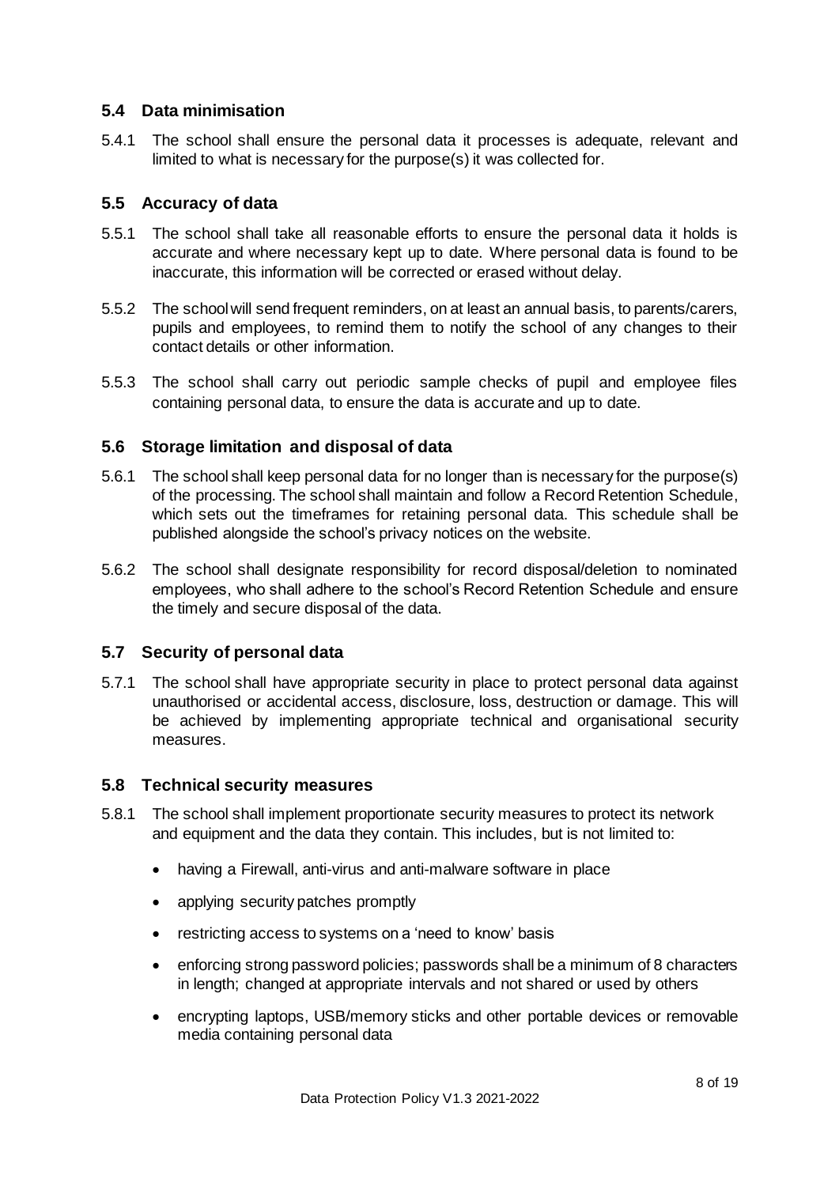### 5.4 Data minimisation

5.4.1 The school shall ensure the personal data it processes is adequate, relevant and limited to what is necessary for the purpose(s) it was collected for.

### 5.5 Accuracy of data

5.5.1 The school shall take all reasonable efforts to ensure the personal data it holds is accurate and where necessary kept up to date. Where personal data is found to be inaccurate, this information will be corrected or erased without delay.

5.5.2 The school will send frequent reminders, on at least an annual basis, to parents/carers, pupils and employees, to remind them to notify the school of any changes to their contact details or other information.

5.5.3 The school shall carry out periodic sample checks of pupil and employee files containing personal data, to ensure the data is accurate and up to date.

### 5.6 Storage limitation and disposal of data

5.6.1 The school shall keep personal data for no longer than is necessary for the purpose(s) of the processing. The school shall maintain and follow a Record Retention Schedule, which sets out the timeframes for retaining personal data. This schedule shall be published alongside the school's privacy notices on the website.

5.6.2 The school shall designate responsibility for record disposal/deletion to nominated employees, who shall adhere to the school's Record Retention Schedule and ensure the timely and secure disposal of the data.

### 5.7 Security of personal data

5.7.1 The school shall have appropriate security in place to protect personal data against unauthorised or accidental access, disclosure, loss, destruction or damage. This will be achieved by implementing appropriate technical and organisational security measures.

### 5.8 Technical security measures

5.8.1 The school shall implement proportionate security measures to protect its network and equipment and the data they contain. This includes, but is not limited to:

- having a Firewall, anti-virus and anti-malware software in place
- applying security patches promptly
- restricting access to systems on a 'need to know' basis
- enforcing strong password policies; passwords shall be a minimum of 8 characters in length; changed at appropriate intervals and not shared or used by others
- encrypting laptops, USB/memory sticks and other portable devices or removable media containing personal data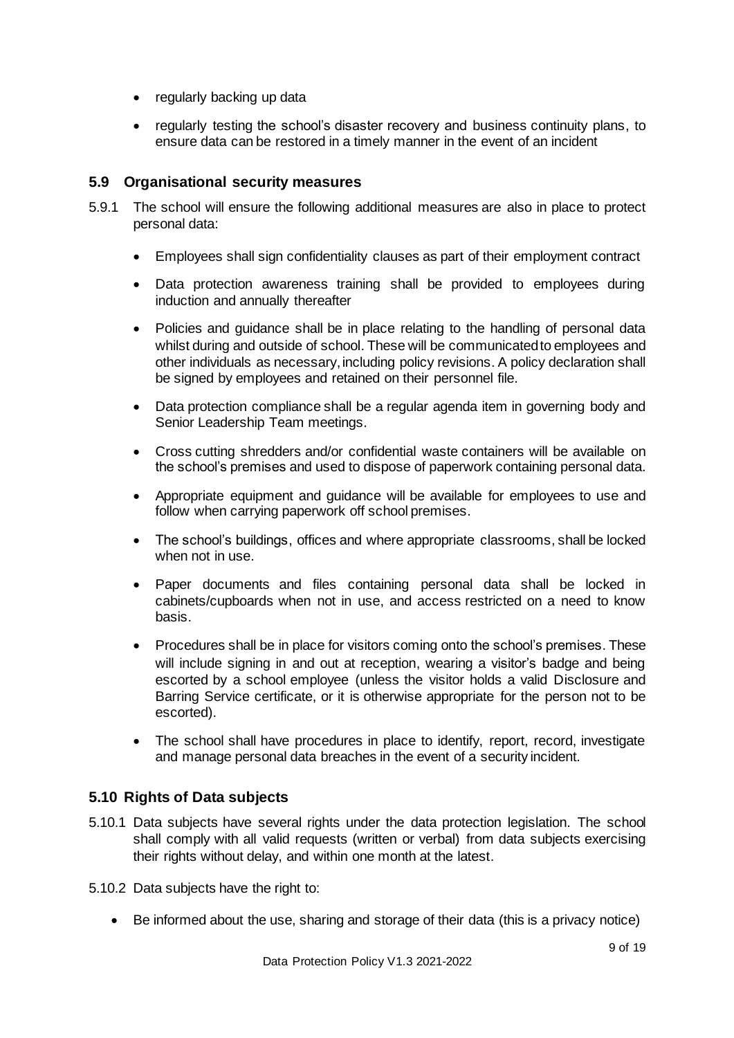- regularly backing up data
- regularly testing the school's disaster recovery and business continuity plans, to ensure data can be restored in a timely manner in the event of an incident

### 5.9 Organisational security measures

5.9.1 The school will ensure the following additional measures are also in place to protect personal data:

- Employees shall sign confidentiality clauses as part of their employment contract
- Data protection awareness training shall be provided to employees during induction and annually thereafter
- Policies and guidance shall be in place relating to the handling of personal data whilst during and outside of school. These will be communicated to employees and other individuals as necessary, including policy revisions. A policy declaration shall be signed by employees and retained on their personnel file.
- Data protection compliance shall be a regular agenda item in governing body and Senior Leadership Team meetings.
- Cross cutting shredders and/or confidential waste containers will be available on the school's premises and used to dispose of paperwork containing personal data.
- Appropriate equipment and guidance will be available for employees to use and follow when carrying paperwork off school premises.
- The school's buildings, offices and where appropriate classrooms, shall be locked when not in use.
- Paper documents and files containing personal data shall be locked in cabinets/cupboards when not in use, and access restricted on a need to know basis.
- Procedures shall be in place for visitors coming onto the school's premises. These will include signing in and out at reception, wearing a visitor's badge and being escorted by a school employee (unless the visitor holds a valid Disclosure and Barring Service certificate, or it is otherwise appropriate for the person not to be escorted).
- The school shall have procedures in place to identify, report, record, investigate and manage personal data breaches in the event of a security incident.

### 5.10 Rights of Data subjects

5.10.1 Data subjects have several rights under the data protection legislation. The school shall comply with all valid requests (written or verbal) from data subjects exercising their rights without delay, and within one month at the latest.

5.10.2 Data subjects have the right to:

- Be informed about the use, sharing and storage of their data (this is a privacy notice)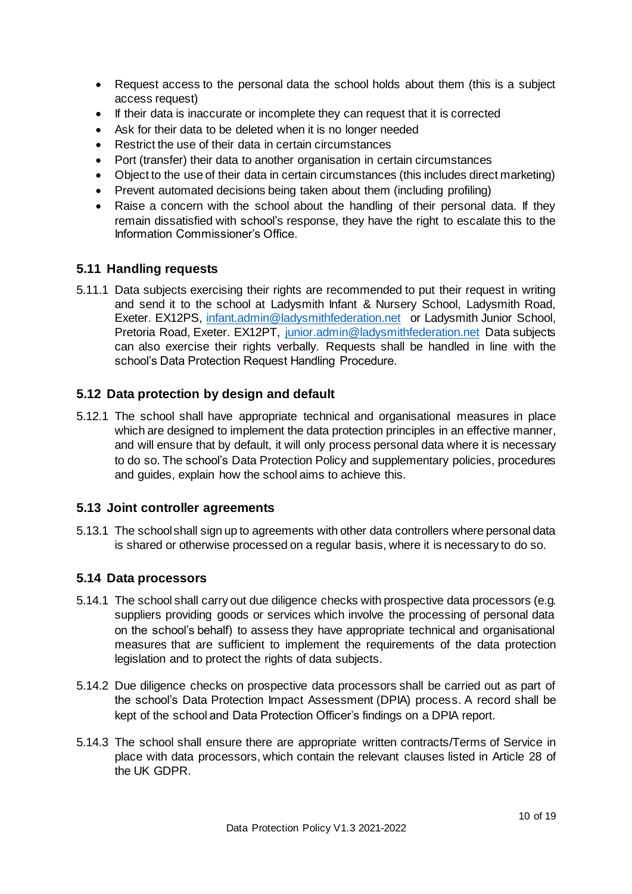- Request access to the personal data the school holds about them (this is a subject access request)
- If their data is inaccurate or incomplete they can request that it is corrected
- Ask for their data to be deleted when it is no longer needed
- Restrict the use of their data in certain circumstances
- Port (transfer) their data to another organisation in certain circumstances
- Object to the use of their data in certain circumstances (this includes direct marketing)
- Prevent automated decisions being taken about them (including profiling)
- Raise a concern with the school about the handling of their personal data. If they remain dissatisfied with school's response, they have the right to escalate this to the Information Commissioner's Office.

### 5.11 Handling requests

5.11.1 Data subjects exercising their rights are recommended to put their request in writing and send it to the school at Ladysmith Infant & Nursery School, Ladysmith Road, Exeter. EX12PS, infant.admin@ladysmithfederation.net or Ladysmith Junior School, Pretoria Road, Exeter. EX12PT, junior.admin@ladysmithfederation.net Data subjects can also exercise their rights verbally. Requests shall be handled in line with the school's Data Protection Request Handling Procedure.

### 5.12 Data protection by design and default

5.12.1 The school shall have appropriate technical and organisational measures in place which are designed to implement the data protection principles in an effective manner, and will ensure that by default, it will only process personal data where it is necessary to do so. The school's Data Protection Policy and supplementary policies, procedures and guides, explain how the school aims to achieve this.

### 5.13 Joint controller agreements

5.13.1 The school shall sign up to agreements with other data controllers where personal data is shared or otherwise processed on a regular basis, where it is necessary to do so.

### 5.14 Data processors

5.14.1 The school shall carry out due diligence checks with prospective data processors (e.g. suppliers providing goods or services which involve the processing of personal data on the school's behalf) to assess they have appropriate technical and organisational measures that are sufficient to implement the requirements of the data protection legislation and to protect the rights of data subjects.

5.14.2 Due diligence checks on prospective data processors shall be carried out as part of the school's Data Protection Impact Assessment (DPIA) process. A record shall be kept of the school and Data Protection Officer's findings on a DPIA report.

5.14.3 The school shall ensure there are appropriate written contracts/Terms of Service in place with data processors, which contain the relevant clauses listed in Article 28 of the UK GDPR.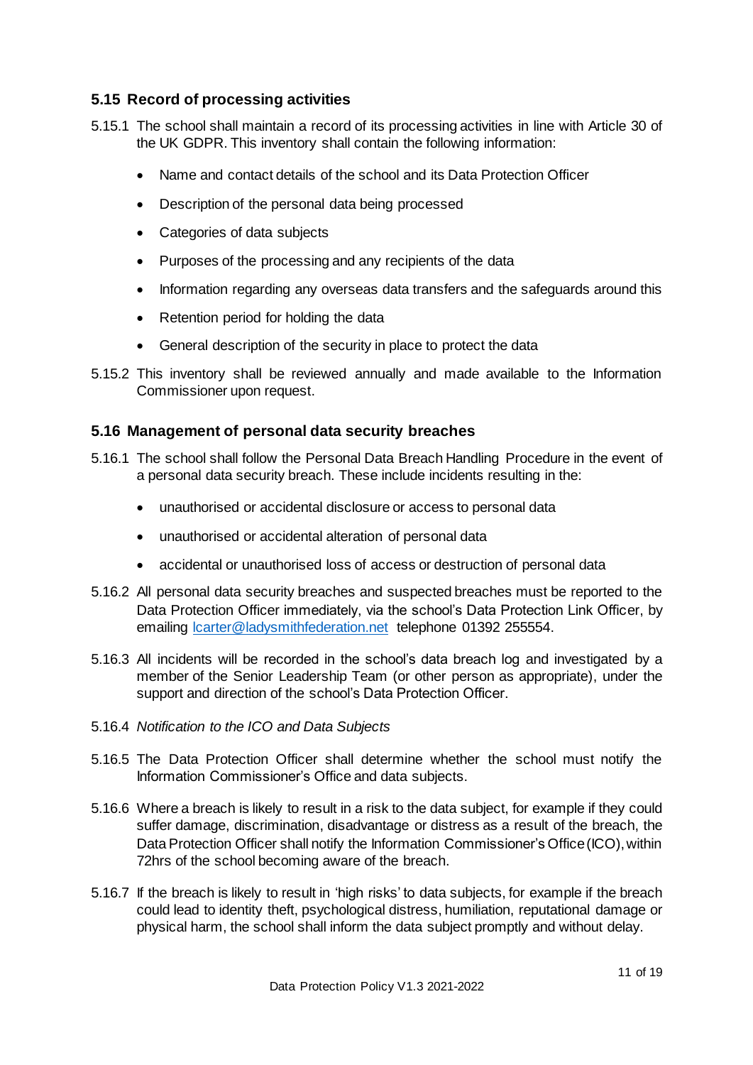## 5.15 Record of processing activities

5.15.1 The school shall maintain a record of its processing activities in line with Article 30 of the UK GDPR. This inventory shall contain the following information:

- Name and contact details of the school and its Data Protection Officer
- Description of the personal data being processed
- Categories of data subjects
- Purposes of the processing and any recipients of the data
- Information regarding any overseas data transfers and the safeguards around this
- Retention period for holding the data
- General description of the security in place to protect the data

5.15.2 This inventory shall be reviewed annually and made available to the Information Commissioner upon request.

## 5.16 Management of personal data security breaches

5.16.1 The school shall follow the Personal Data Breach Handling Procedure in the event of a personal data security breach. These include incidents resulting in the:

- unauthorised or accidental disclosure or access to personal data
- unauthorised or accidental alteration of personal data
- accidental or unauthorised loss of access or destruction of personal data

5.16.2 All personal data security breaches and suspected breaches must be reported to the Data Protection Officer immediately, via the school's Data Protection Link Officer, by emailing [lcarter@ladysmithfederation.net](mailto:lcarter@ladysmithfederation.net) telephone 01392 255554.

5.16.3 All incidents will be recorded in the school's data breach log and investigated by a member of the Senior Leadership Team (or other person as appropriate), under the support and direction of the school's Data Protection Officer.

5.16.4 *Notification to the ICO and Data Subjects*

5.16.5 The Data Protection Officer shall determine whether the school must notify the Information Commissioner's Office and data subjects.

5.16.6 Where a breach is likely to result in a risk to the data subject, for example if they could suffer damage, discrimination, disadvantage or distress as a result of the breach, the Data Protection Officer shall notify the Information Commissioner's Office (ICO), within 72hrs of the school becoming aware of the breach.

5.16.7 If the breach is likely to result in 'high risks' to data subjects, for example if the breach could lead to identity theft, psychological distress, humiliation, reputational damage or physical harm, the school shall inform the data subject promptly and without delay.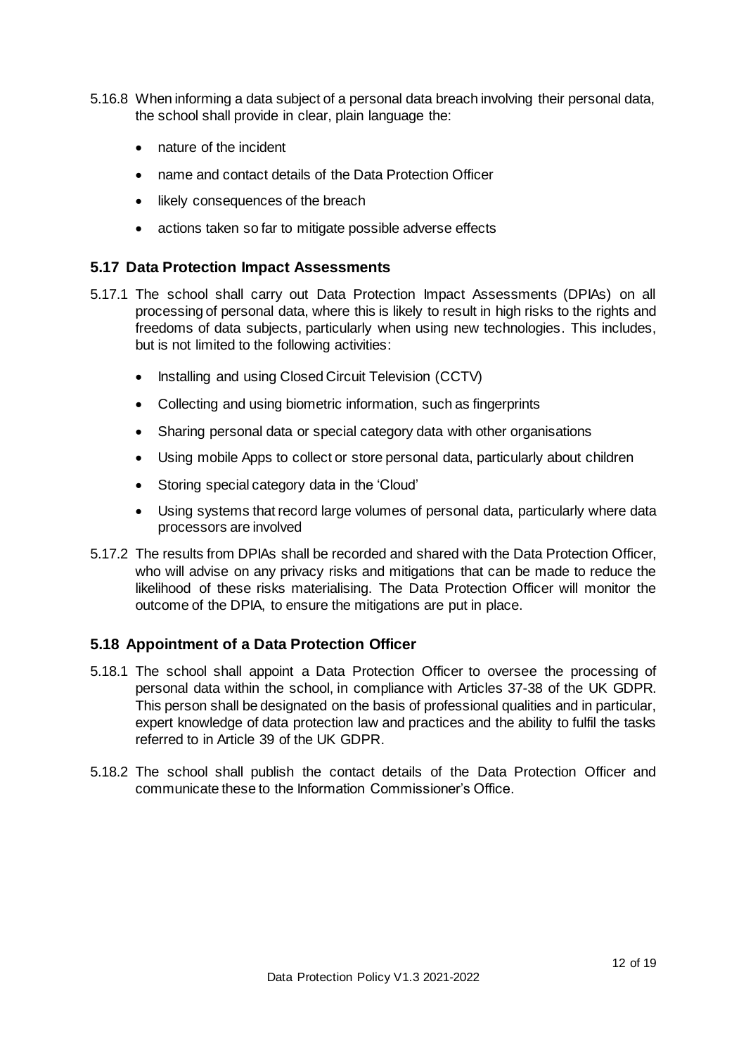5.16.8 When informing a data subject of a personal data breach involving their personal data, the school shall provide in clear, plain language the:

- nature of the incident
- name and contact details of the Data Protection Officer
- likely consequences of the breach
- actions taken so far to mitigate possible adverse effects

## 5.17 Data Protection Impact Assessments

5.17.1 The school shall carry out Data Protection Impact Assessments (DPIAs) on all processing of personal data, where this is likely to result in high risks to the rights and freedoms of data subjects, particularly when using new technologies. This includes, but is not limited to the following activities:

- Installing and using Closed Circuit Television (CCTV)
- Collecting and using biometric information, such as fingerprints
- Sharing personal data or special category data with other organisations
- Using mobile Apps to collect or store personal data, particularly about children
- Storing special category data in the 'Cloud'
- Using systems that record large volumes of personal data, particularly where data processors are involved

5.17.2 The results from DPIAs shall be recorded and shared with the Data Protection Officer, who will advise on any privacy risks and mitigations that can be made to reduce the likelihood of these risks materialising. The Data Protection Officer will monitor the outcome of the DPIA, to ensure the mitigations are put in place.

## 5.18 Appointment of a Data Protection Officer

5.18.1 The school shall appoint a Data Protection Officer to oversee the processing of personal data within the school, in compliance with Articles 37-38 of the UK GDPR. This person shall be designated on the basis of professional qualities and in particular, expert knowledge of data protection law and practices and the ability to fulfil the tasks referred to in Article 39 of the UK GDPR.

5.18.2 The school shall publish the contact details of the Data Protection Officer and communicate these to the Information Commissioner's Office.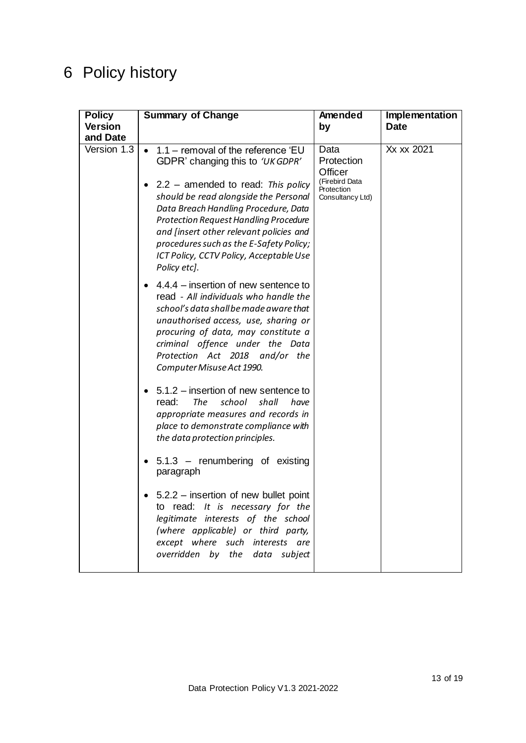# 6 Policy history

| Policy Version and Date | Summary of Change | Amended by | Implementation Date |
|---|---|---|---|
| Version 1.3 | • 1.1 – removal of the reference 'EU GDPR' changing this to *'UK GDPR'*<br><br>• 2.2 – amended to read: *This policy should be read alongside the Personal Data Breach Handling Procedure, Data Protection Request Handling Procedure and [insert other relevant policies and procedures such as the E-Safety Policy; ICT Policy, CCTV Policy, Acceptable Use Policy etc].*<br><br>• 4.4.4 – insertion of new sentence to read - *All individuals who handle the school's data shall be made aware that unauthorised access, use, sharing or procuring of data, may constitute a criminal offence under the Data Protection Act 2018 and/or the Computer Misuse Act 1990.*<br><br>• 5.1.2 – insertion of new sentence to read: *The school shall have appropriate measures and records in place to demonstrate compliance with the data protection principles.*<br><br>• 5.1.3 – renumbering of existing paragraph<br><br>• 5.2.2 – insertion of new bullet point to read: *It is necessary for the legitimate interests of the school (where applicable) or third party, except where such interests are overridden by the data subject* | Data Protection Officer (Firebird Data Protection Consultancy Ltd) | Xx xx 2021 |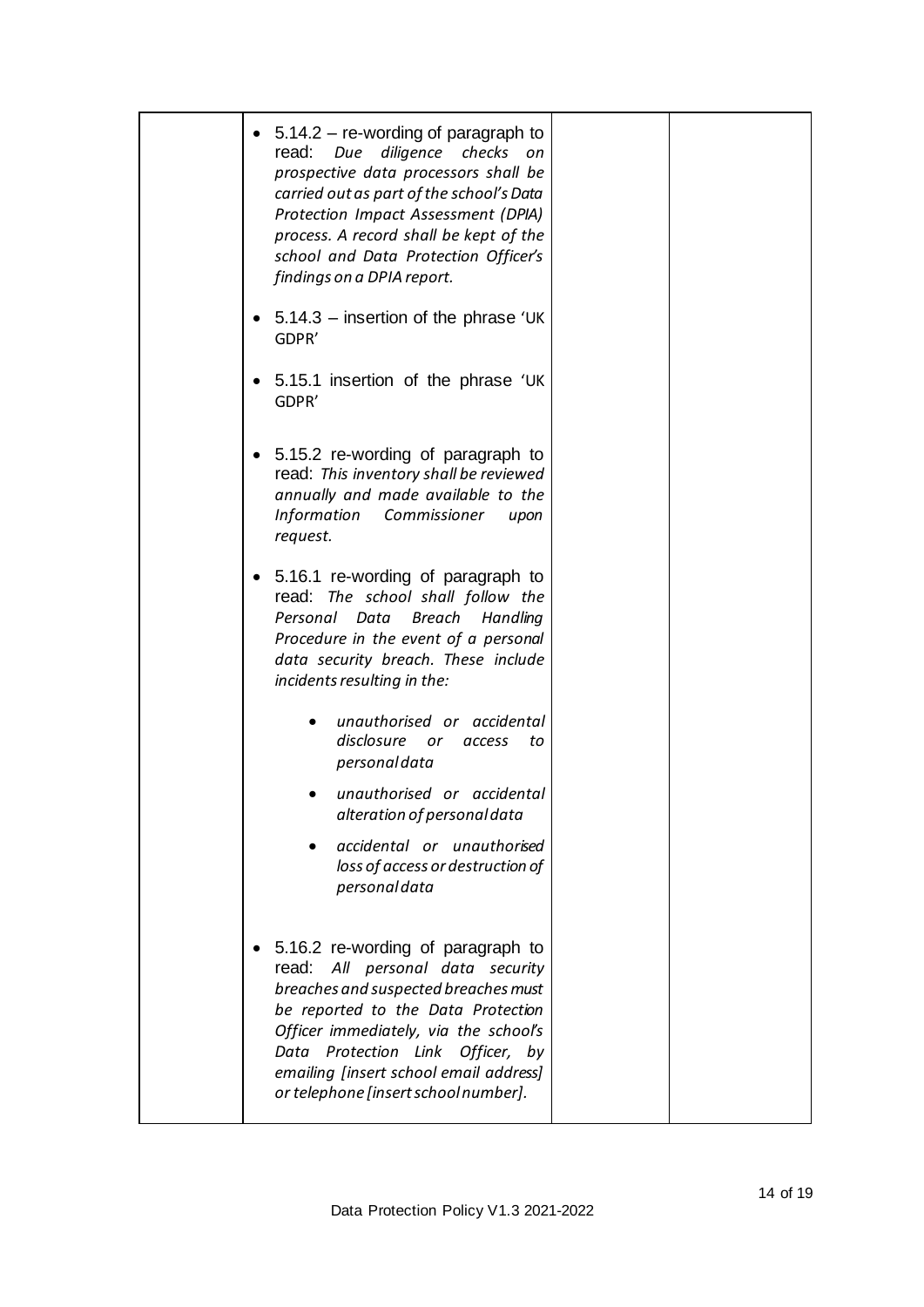|  | • 5.14.2 – re-wording of paragraph to read: *Due diligence checks on prospective data processors shall be carried out as part of the school's Data Protection Impact Assessment (DPIA) process. A record shall be kept of the school and Data Protection Officer's findings on a DPIA report.*<br><br>• 5.14.3 – insertion of the phrase 'UK GDPR'<br><br>• 5.15.1 insertion of the phrase 'UK GDPR'<br><br>• 5.15.2 re-wording of paragraph to read: *This inventory shall be reviewed annually and made available to the Information Commissioner upon request.*<br><br>• 5.16.1 re-wording of paragraph to read: *The school shall follow the Personal Data Breach Handling Procedure in the event of a personal data security breach. These include incidents resulting in the:*<br>  • *unauthorised or accidental disclosure or access to personal data*<br>  • *unauthorised or accidental alteration of personal data*<br>  • *accidental or unauthorised loss of access or destruction of personal data*<br><br>• 5.16.2 re-wording of paragraph to read: *All personal data security breaches and suspected breaches must be reported to the Data Protection Officer immediately, via the school's Data Protection Link Officer, by emailing [insert school email address] or telephone [insert school number].* |  |  |
|---|---|---|---|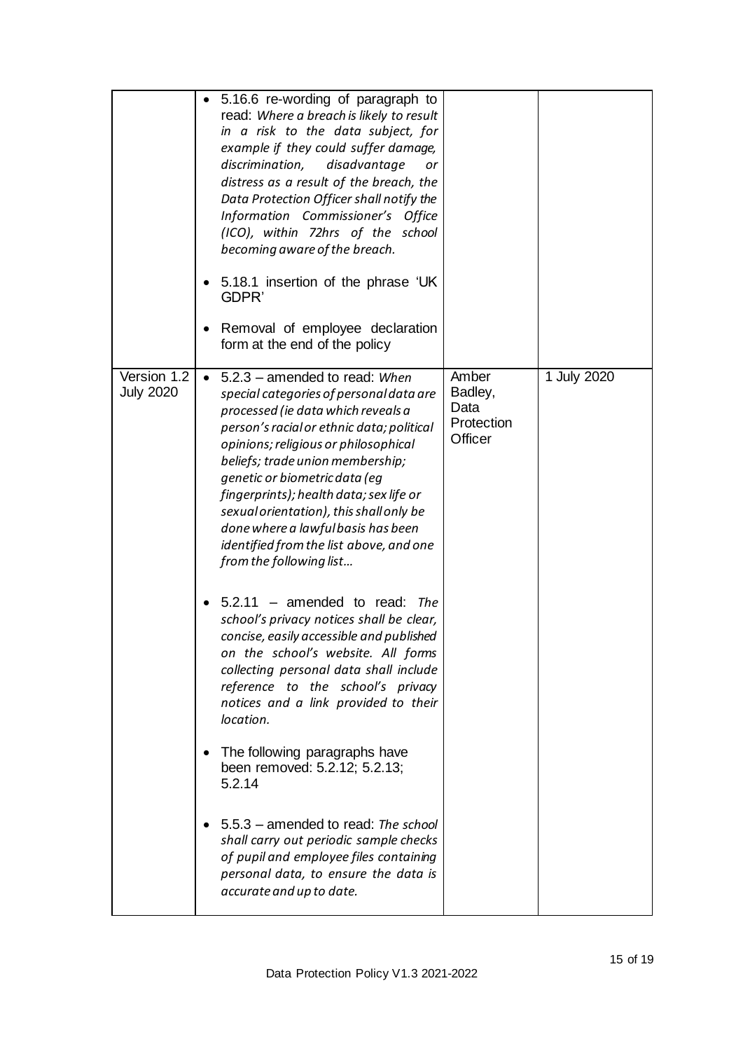| | | | |
|---|---|---|---|
| | • 5.16.6 re-wording of paragraph to read: *Where a breach is likely to result in a risk to the data subject, for example if they could suffer damage, discrimination, disadvantage or distress as a result of the breach, the Data Protection Officer shall notify the Information Commissioner's Office (ICO), within 72hrs of the school becoming aware of the breach.*<br><br>• 5.18.1 insertion of the phrase 'UK GDPR'<br><br>• Removal of employee declaration form at the end of the policy | | |
| Version 1.2 July 2020 | • 5.2.3 – amended to read: *When special categories of personal data are processed (ie data which reveals a person's racial or ethnic data; political opinions; religious or philosophical beliefs; trade union membership; genetic or biometric data (eg fingerprints); health data; sex life or sexual orientation), this shall only be done where a lawful basis has been identified from the list above, and one from the following list…*<br><br>• 5.2.11 – amended to read: *The school's privacy notices shall be clear, concise, easily accessible and published on the school's website. All forms collecting personal data shall include reference to the school's privacy notices and a link provided to their location.*<br><br>• The following paragraphs have been removed: 5.2.12; 5.2.13; 5.2.14<br><br>• 5.5.3 – amended to read: *The school shall carry out periodic sample checks of pupil and employee files containing personal data, to ensure the data is accurate and up to date.* | Amber Badley, Data Protection Officer | 1 July 2020 |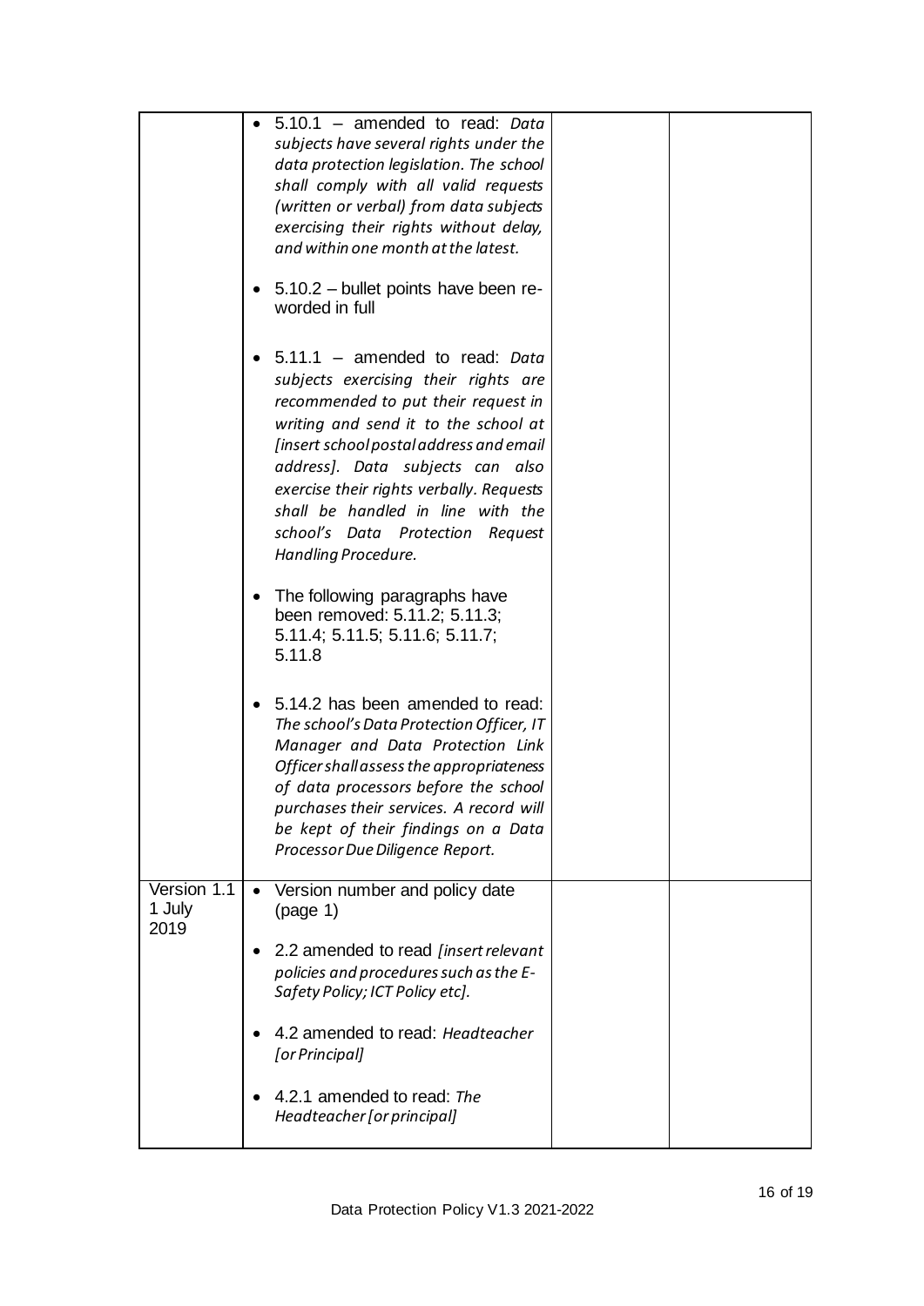| | | | |
|---|---|---|---|
| | • 5.10.1 – amended to read: *Data subjects have several rights under the data protection legislation. The school shall comply with all valid requests (written or verbal) from data subjects exercising their rights without delay, and within one month at the latest.*<br><br>• 5.10.2 – bullet points have been re-worded in full<br><br>• 5.11.1 – amended to read: *Data subjects exercising their rights are recommended to put their request in writing and send it to the school at [insert school postal address and email address]. Data subjects can also exercise their rights verbally. Requests shall be handled in line with the school's Data Protection Request Handling Procedure.*<br><br>• The following paragraphs have been removed: 5.11.2; 5.11.3; 5.11.4; 5.11.5; 5.11.6; 5.11.7; 5.11.8<br><br>• 5.14.2 has been amended to read: *The school's Data Protection Officer, IT Manager and Data Protection Link Officer shall assess the appropriateness of data processors before the school purchases their services. A record will be kept of their findings on a Data Processor Due Diligence Report.* | | |
| Version 1.1 1 July 2019 | • Version number and policy date (page 1)<br><br>• 2.2 amended to read *[insert relevant policies and procedures such as the E-Safety Policy; ICT Policy etc].*<br><br>• 4.2 amended to read: *Headteacher [or Principal]*<br><br>• 4.2.1 amended to read: *The Headteacher [or principal]* | | |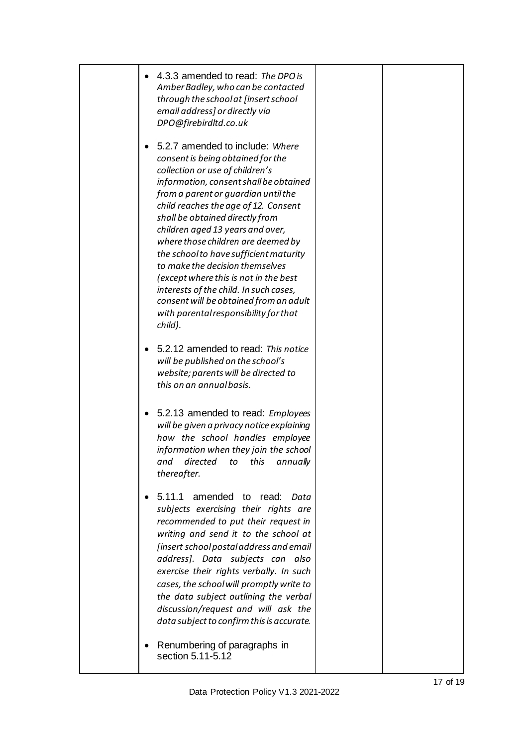| | | | |
|---|---|---|---|
| | • 4.3.3 amended to read: *The DPO is Amber Badley, who can be contacted through the school at [insert school email address] or directly via DPO@firebirdltd.co.uk*<br><br>• 5.2.7 amended to include: *Where consent is being obtained for the collection or use of children's information, consent shall be obtained from a parent or guardian until the child reaches the age of 12. Consent shall be obtained directly from children aged 13 years and over, where those children are deemed by the school to have sufficient maturity to make the decision themselves (except where this is not in the best interests of the child. In such cases, consent will be obtained from an adult with parental responsibility for that child).*<br><br>• 5.2.12 amended to read: *This notice will be published on the school's website; parents will be directed to this on an annual basis.*<br><br>• 5.2.13 amended to read: *Employees will be given a privacy notice explaining how the school handles employee information when they join the school and directed to this annually thereafter.*<br><br>• 5.11.1 amended to read: *Data subjects exercising their rights are recommended to put their request in writing and send it to the school at [insert school postal address and email address]. Data subjects can also exercise their rights verbally. In such cases, the school will promptly write to the data subject outlining the verbal discussion/request and will ask the data subject to confirm this is accurate.*<br><br>• Renumbering of paragraphs in section 5.11-5.12 | | |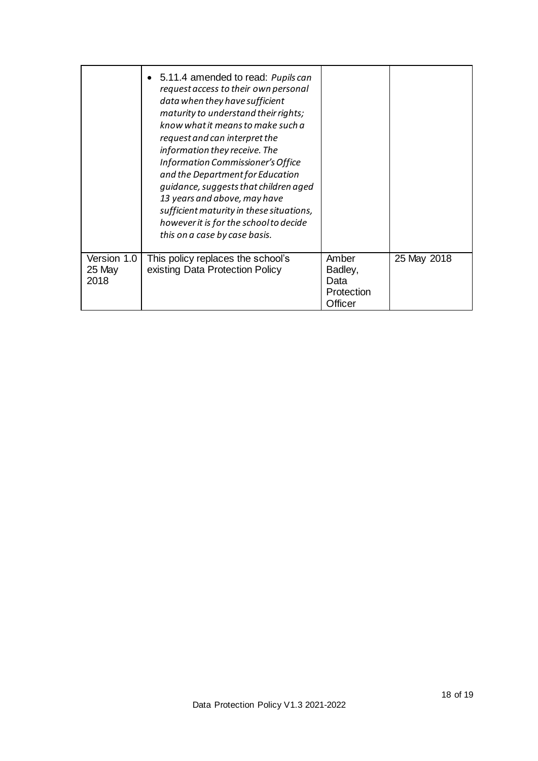| | | | |
|---|---|---|---|
| | • 5.11.4 amended to read: *Pupils can request access to their own personal data when they have sufficient maturity to understand their rights; know what it means to make such a request and can interpret the information they receive. The Information Commissioner's Office and the Department for Education guidance, suggests that children aged 13 years and above, may have sufficient maturity in these situations, however it is for the school to decide this on a case by case basis.* | | |
| Version 1.0 25 May 2018 | This policy replaces the school's existing Data Protection Policy | Amber Badley, Data Protection Officer | 25 May 2018 |

Data Protection Policy V1.3 2021-2022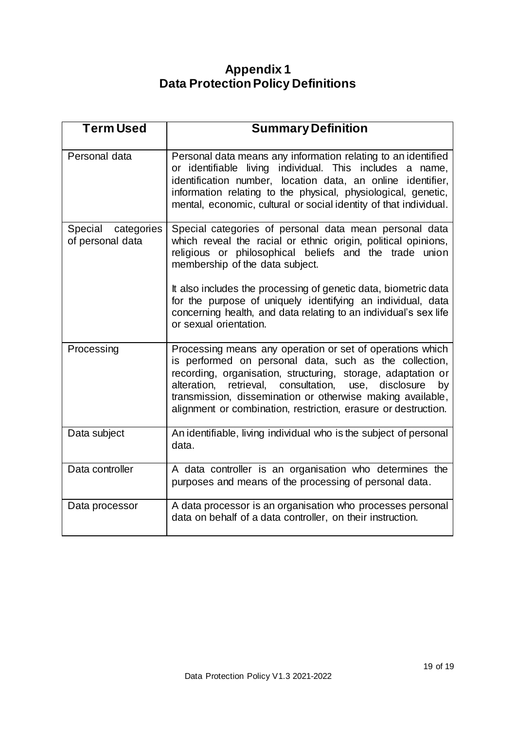# Appendix 1
# Data Protection Policy Definitions

| Term Used | Summary Definition |
| --- | --- |
| Personal data | Personal data means any information relating to an identified or identifiable living individual. This includes a name, identification number, location data, an online identifier, information relating to the physical, physiological, genetic, mental, economic, cultural or social identity of that individual. |
| Special categories of personal data | Special categories of personal data mean personal data which reveal the racial or ethnic origin, political opinions, religious or philosophical beliefs and the trade union membership of the data subject.<br><br>It also includes the processing of genetic data, biometric data for the purpose of uniquely identifying an individual, data concerning health, and data relating to an individual's sex life or sexual orientation. |
| Processing | Processing means any operation or set of operations which is performed on personal data, such as the collection, recording, organisation, structuring, storage, adaptation or alteration, retrieval, consultation, use, disclosure by transmission, dissemination or otherwise making available, alignment or combination, restriction, erasure or destruction. |
| Data subject | An identifiable, living individual who is the subject of personal data. |
| Data controller | A data controller is an organisation who determines the purposes and means of the processing of personal data. |
| Data processor | A data processor is an organisation who processes personal data on behalf of a data controller, on their instruction. |